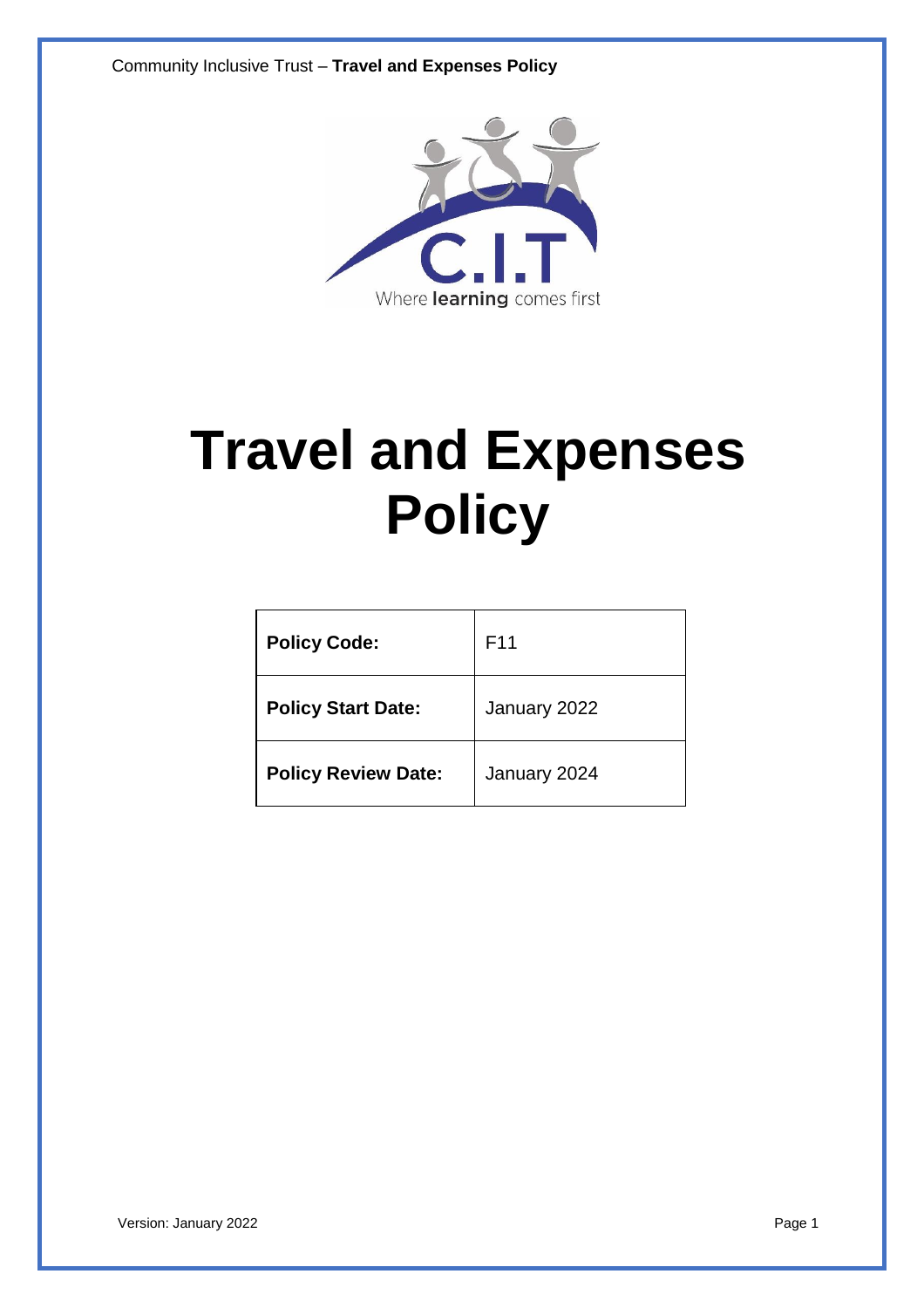# Travel and Expenses Policy

| **Policy Code:** | F11 |
|---|---|
| **Policy Start Date:** | January 2022 |
| **Policy Review Date:** | January 2024 |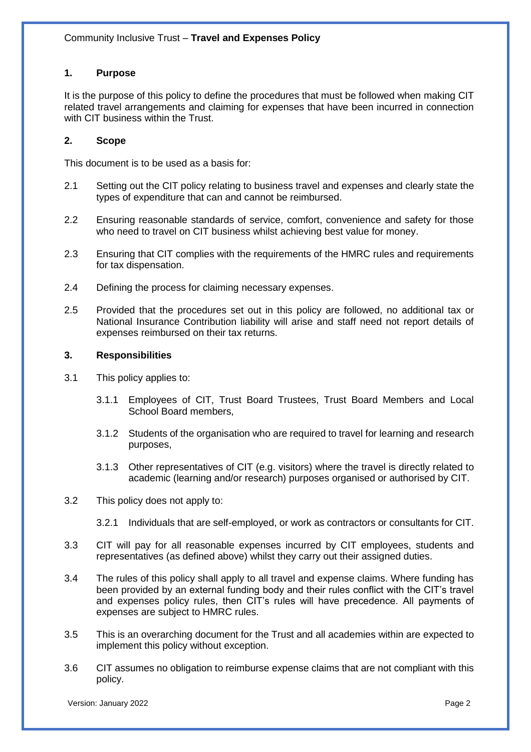## 1. Purpose

It is the purpose of this policy to define the procedures that must be followed when making CIT related travel arrangements and claiming for expenses that have been incurred in connection with CIT business within the Trust.

## 2. Scope

This document is to be used as a basis for:

2.1 Setting out the CIT policy relating to business travel and expenses and clearly state the types of expenditure that can and cannot be reimbursed.

2.2 Ensuring reasonable standards of service, comfort, convenience and safety for those who need to travel on CIT business whilst achieving best value for money.

2.3 Ensuring that CIT complies with the requirements of the HMRC rules and requirements for tax dispensation.

2.4 Defining the process for claiming necessary expenses.

2.5 Provided that the procedures set out in this policy are followed, no additional tax or National Insurance Contribution liability will arise and staff need not report details of expenses reimbursed on their tax returns.

## 3. Responsibilities

3.1 This policy applies to:

3.1.1 Employees of CIT, Trust Board Trustees, Trust Board Members and Local School Board members,

3.1.2 Students of the organisation who are required to travel for learning and research purposes,

3.1.3 Other representatives of CIT (e.g. visitors) where the travel is directly related to academic (learning and/or research) purposes organised or authorised by CIT.

3.2 This policy does not apply to:

3.2.1 Individuals that are self-employed, or work as contractors or consultants for CIT.

3.3 CIT will pay for all reasonable expenses incurred by CIT employees, students and representatives (as defined above) whilst they carry out their assigned duties.

3.4 The rules of this policy shall apply to all travel and expense claims. Where funding has been provided by an external funding body and their rules conflict with the CIT's travel and expenses policy rules, then CIT's rules will have precedence. All payments of expenses are subject to HMRC rules.

3.5 This is an overarching document for the Trust and all academies within are expected to implement this policy without exception.

3.6 CIT assumes no obligation to reimburse expense claims that are not compliant with this policy.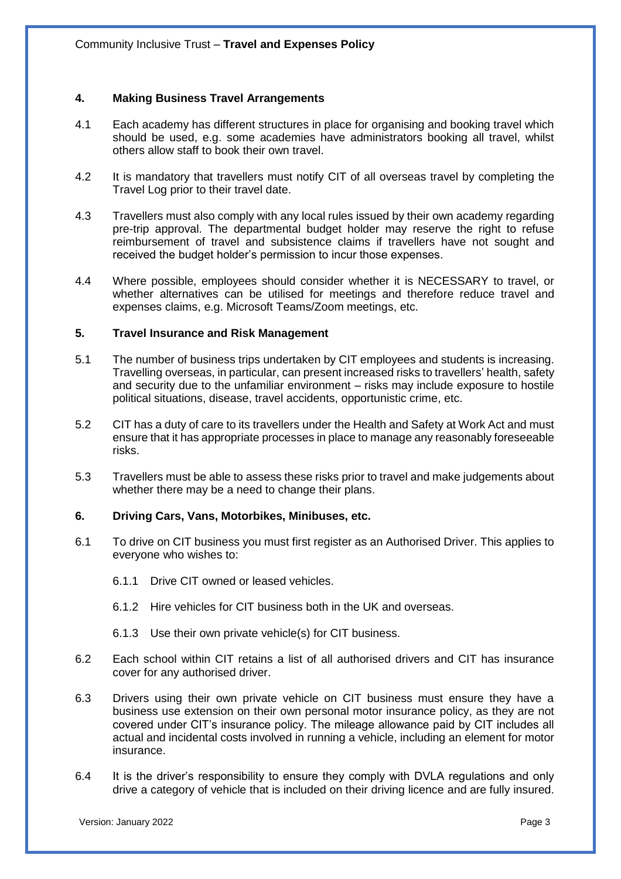## 4. Making Business Travel Arrangements

4.1 Each academy has different structures in place for organising and booking travel which should be used, e.g. some academies have administrators booking all travel, whilst others allow staff to book their own travel.

4.2 It is mandatory that travellers must notify CIT of all overseas travel by completing the Travel Log prior to their travel date.

4.3 Travellers must also comply with any local rules issued by their own academy regarding pre-trip approval. The departmental budget holder may reserve the right to refuse reimbursement of travel and subsistence claims if travellers have not sought and received the budget holder's permission to incur those expenses.

4.4 Where possible, employees should consider whether it is NECESSARY to travel, or whether alternatives can be utilised for meetings and therefore reduce travel and expenses claims, e.g. Microsoft Teams/Zoom meetings, etc.

## 5. Travel Insurance and Risk Management

5.1 The number of business trips undertaken by CIT employees and students is increasing. Travelling overseas, in particular, can present increased risks to travellers' health, safety and security due to the unfamiliar environment – risks may include exposure to hostile political situations, disease, travel accidents, opportunistic crime, etc.

5.2 CIT has a duty of care to its travellers under the Health and Safety at Work Act and must ensure that it has appropriate processes in place to manage any reasonably foreseeable risks.

5.3 Travellers must be able to assess these risks prior to travel and make judgements about whether there may be a need to change their plans.

## 6. Driving Cars, Vans, Motorbikes, Minibuses, etc.

6.1 To drive on CIT business you must first register as an Authorised Driver. This applies to everyone who wishes to:

6.1.1 Drive CIT owned or leased vehicles.

6.1.2 Hire vehicles for CIT business both in the UK and overseas.

6.1.3 Use their own private vehicle(s) for CIT business.

6.2 Each school within CIT retains a list of all authorised drivers and CIT has insurance cover for any authorised driver.

6.3 Drivers using their own private vehicle on CIT business must ensure they have a business use extension on their own personal motor insurance policy, as they are not covered under CIT's insurance policy. The mileage allowance paid by CIT includes all actual and incidental costs involved in running a vehicle, including an element for motor insurance.

6.4 It is the driver's responsibility to ensure they comply with DVLA regulations and only drive a category of vehicle that is included on their driving licence and are fully insured.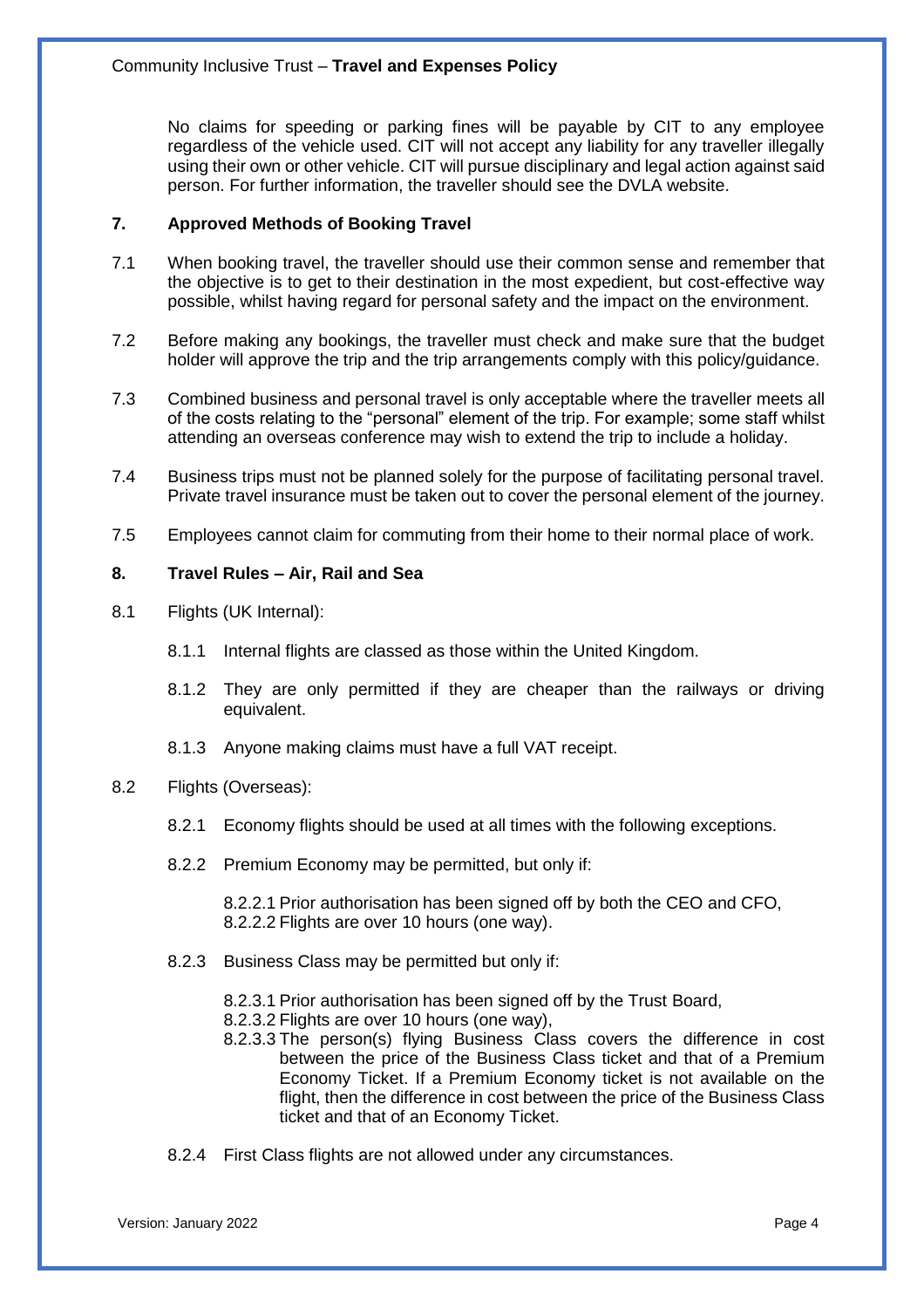No claims for speeding or parking fines will be payable by CIT to any employee regardless of the vehicle used. CIT will not accept any liability for any traveller illegally using their own or other vehicle. CIT will pursue disciplinary and legal action against said person. For further information, the traveller should see the DVLA website.

## 7. Approved Methods of Booking Travel

7.1 When booking travel, the traveller should use their common sense and remember that the objective is to get to their destination in the most expedient, but cost-effective way possible, whilst having regard for personal safety and the impact on the environment.

7.2 Before making any bookings, the traveller must check and make sure that the budget holder will approve the trip and the trip arrangements comply with this policy/guidance.

7.3 Combined business and personal travel is only acceptable where the traveller meets all of the costs relating to the "personal" element of the trip. For example; some staff whilst attending an overseas conference may wish to extend the trip to include a holiday.

7.4 Business trips must not be planned solely for the purpose of facilitating personal travel. Private travel insurance must be taken out to cover the personal element of the journey.

7.5 Employees cannot claim for commuting from their home to their normal place of work.

## 8. Travel Rules – Air, Rail and Sea

8.1 Flights (UK Internal):

- 8.1.1 Internal flights are classed as those within the United Kingdom.
- 8.1.2 They are only permitted if they are cheaper than the railways or driving equivalent.
- 8.1.3 Anyone making claims must have a full VAT receipt.

8.2 Flights (Overseas):

- 8.2.1 Economy flights should be used at all times with the following exceptions.
- 8.2.2 Premium Economy may be permitted, but only if:
  - 8.2.2.1 Prior authorisation has been signed off by both the CEO and CFO,
  - 8.2.2.2 Flights are over 10 hours (one way).
- 8.2.3 Business Class may be permitted but only if:
  - 8.2.3.1 Prior authorisation has been signed off by the Trust Board,
  - 8.2.3.2 Flights are over 10 hours (one way),
  - 8.2.3.3 The person(s) flying Business Class covers the difference in cost between the price of the Business Class ticket and that of a Premium Economy Ticket. If a Premium Economy ticket is not available on the flight, then the difference in cost between the price of the Business Class ticket and that of an Economy Ticket.
- 8.2.4 First Class flights are not allowed under any circumstances.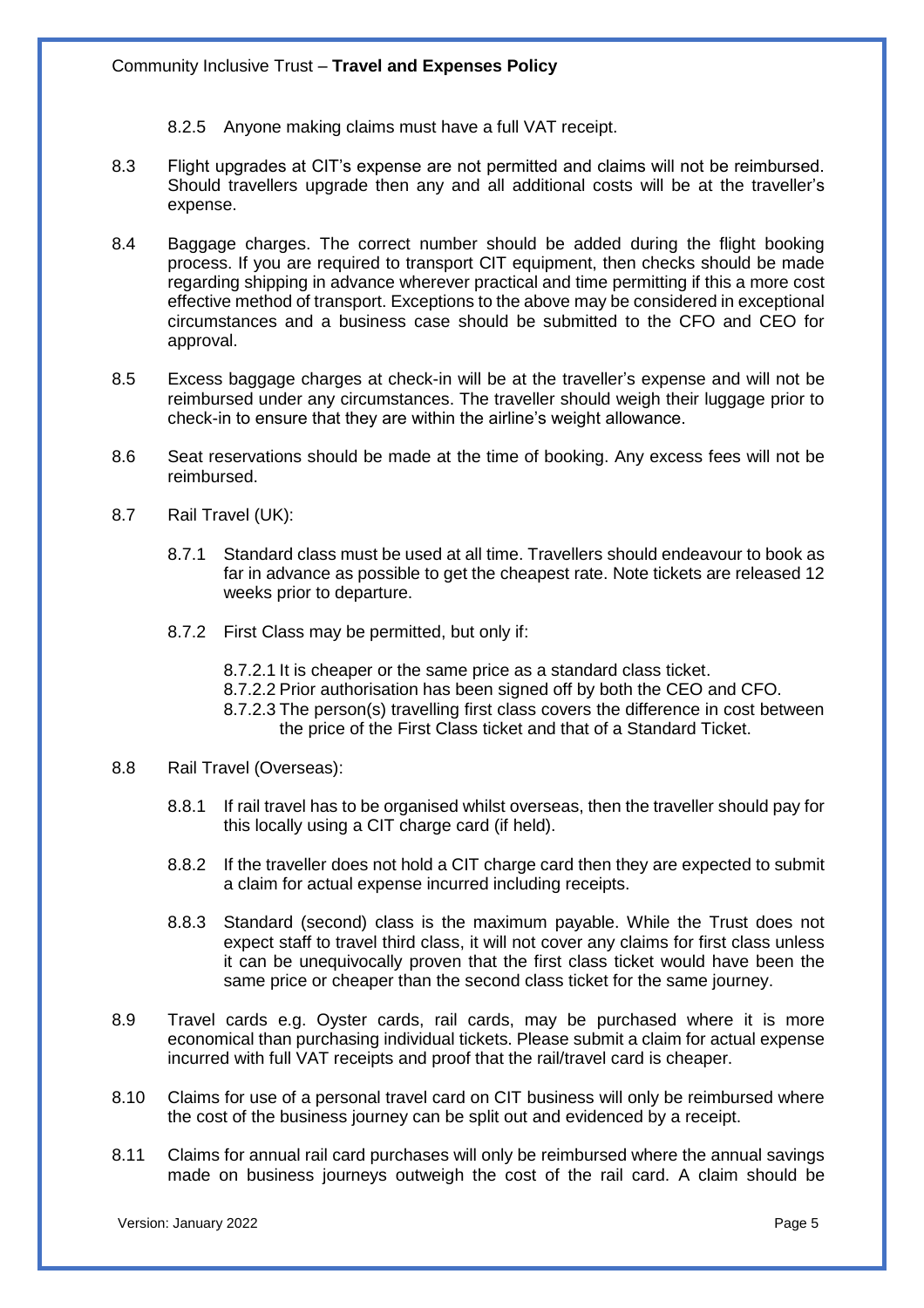8.2.5 Anyone making claims must have a full VAT receipt.

8.3 Flight upgrades at CIT's expense are not permitted and claims will not be reimbursed. Should travellers upgrade then any and all additional costs will be at the traveller's expense.

8.4 Baggage charges. The correct number should be added during the flight booking process. If you are required to transport CIT equipment, then checks should be made regarding shipping in advance wherever practical and time permitting if this a more cost effective method of transport. Exceptions to the above may be considered in exceptional circumstances and a business case should be submitted to the CFO and CEO for approval.

8.5 Excess baggage charges at check-in will be at the traveller's expense and will not be reimbursed under any circumstances. The traveller should weigh their luggage prior to check-in to ensure that they are within the airline's weight allowance.

8.6 Seat reservations should be made at the time of booking. Any excess fees will not be reimbursed.

8.7 Rail Travel (UK):

8.7.1 Standard class must be used at all time. Travellers should endeavour to book as far in advance as possible to get the cheapest rate. Note tickets are released 12 weeks prior to departure.

8.7.2 First Class may be permitted, but only if:

8.7.2.1 It is cheaper or the same price as a standard class ticket.

8.7.2.2 Prior authorisation has been signed off by both the CEO and CFO.

8.7.2.3 The person(s) travelling first class covers the difference in cost between the price of the First Class ticket and that of a Standard Ticket.

8.8 Rail Travel (Overseas):

8.8.1 If rail travel has to be organised whilst overseas, then the traveller should pay for this locally using a CIT charge card (if held).

8.8.2 If the traveller does not hold a CIT charge card then they are expected to submit a claim for actual expense incurred including receipts.

8.8.3 Standard (second) class is the maximum payable. While the Trust does not expect staff to travel third class, it will not cover any claims for first class unless it can be unequivocally proven that the first class ticket would have been the same price or cheaper than the second class ticket for the same journey.

8.9 Travel cards e.g. Oyster cards, rail cards, may be purchased where it is more economical than purchasing individual tickets. Please submit a claim for actual expense incurred with full VAT receipts and proof that the rail/travel card is cheaper.

8.10 Claims for use of a personal travel card on CIT business will only be reimbursed where the cost of the business journey can be split out and evidenced by a receipt.

8.11 Claims for annual rail card purchases will only be reimbursed where the annual savings made on business journeys outweigh the cost of the rail card. A claim should be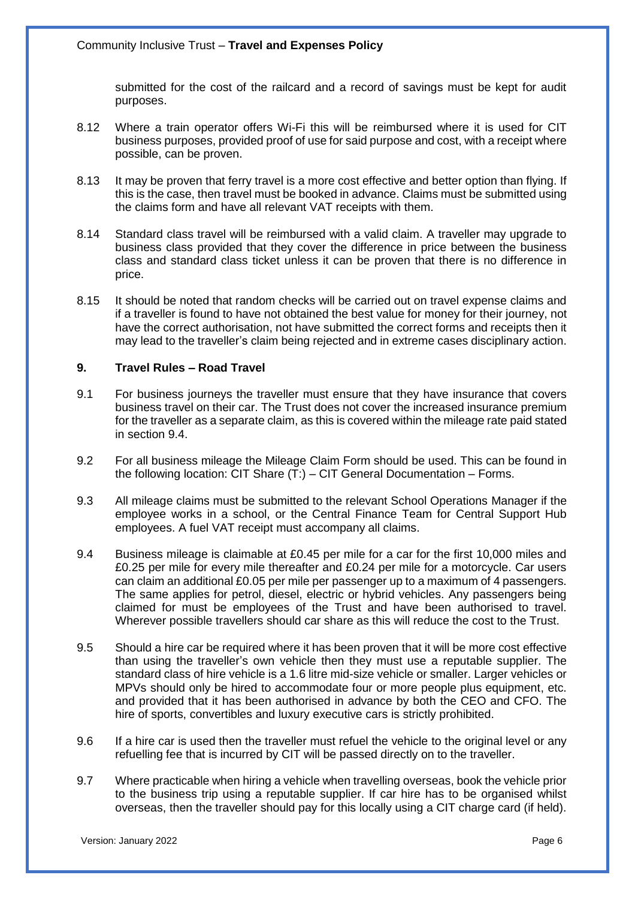submitted for the cost of the railcard and a record of savings must be kept for audit purposes.

8.12 Where a train operator offers Wi-Fi this will be reimbursed where it is used for CIT business purposes, provided proof of use for said purpose and cost, with a receipt where possible, can be proven.

8.13 It may be proven that ferry travel is a more cost effective and better option than flying. If this is the case, then travel must be booked in advance. Claims must be submitted using the claims form and have all relevant VAT receipts with them.

8.14 Standard class travel will be reimbursed with a valid claim. A traveller may upgrade to business class provided that they cover the difference in price between the business class and standard class ticket unless it can be proven that there is no difference in price.

8.15 It should be noted that random checks will be carried out on travel expense claims and if a traveller is found to have not obtained the best value for money for their journey, not have the correct authorisation, not have submitted the correct forms and receipts then it may lead to the traveller's claim being rejected and in extreme cases disciplinary action.

## 9. Travel Rules – Road Travel

9.1 For business journeys the traveller must ensure that they have insurance that covers business travel on their car. The Trust does not cover the increased insurance premium for the traveller as a separate claim, as this is covered within the mileage rate paid stated in section 9.4.

9.2 For all business mileage the Mileage Claim Form should be used. This can be found in the following location: CIT Share (T:) – CIT General Documentation – Forms.

9.3 All mileage claims must be submitted to the relevant School Operations Manager if the employee works in a school, or the Central Finance Team for Central Support Hub employees. A fuel VAT receipt must accompany all claims.

9.4 Business mileage is claimable at £0.45 per mile for a car for the first 10,000 miles and £0.25 per mile for every mile thereafter and £0.24 per mile for a motorcycle. Car users can claim an additional £0.05 per mile per passenger up to a maximum of 4 passengers. The same applies for petrol, diesel, electric or hybrid vehicles. Any passengers being claimed for must be employees of the Trust and have been authorised to travel. Wherever possible travellers should car share as this will reduce the cost to the Trust.

9.5 Should a hire car be required where it has been proven that it will be more cost effective than using the traveller's own vehicle then they must use a reputable supplier. The standard class of hire vehicle is a 1.6 litre mid-size vehicle or smaller. Larger vehicles or MPVs should only be hired to accommodate four or more people plus equipment, etc. and provided that it has been authorised in advance by both the CEO and CFO. The hire of sports, convertibles and luxury executive cars is strictly prohibited.

9.6 If a hire car is used then the traveller must refuel the vehicle to the original level or any refuelling fee that is incurred by CIT will be passed directly on to the traveller.

9.7 Where practicable when hiring a vehicle when travelling overseas, book the vehicle prior to the business trip using a reputable supplier. If car hire has to be organised whilst overseas, then the traveller should pay for this locally using a CIT charge card (if held).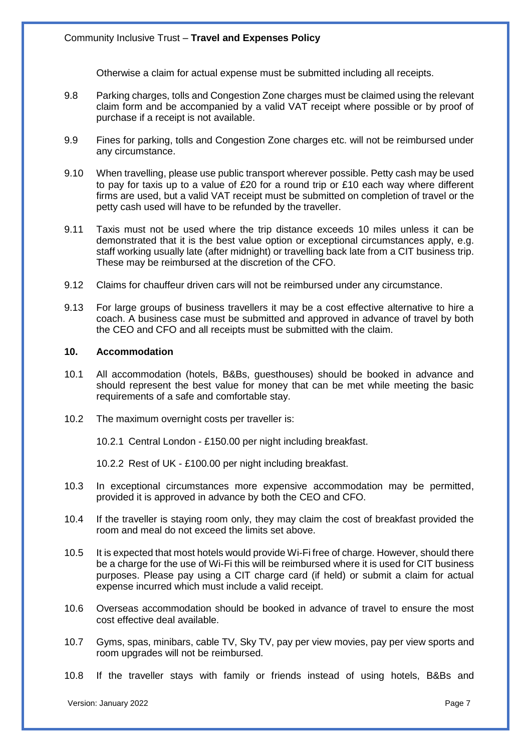Otherwise a claim for actual expense must be submitted including all receipts.

9.8 Parking charges, tolls and Congestion Zone charges must be claimed using the relevant claim form and be accompanied by a valid VAT receipt where possible or by proof of purchase if a receipt is not available.

9.9 Fines for parking, tolls and Congestion Zone charges etc. will not be reimbursed under any circumstance.

9.10 When travelling, please use public transport wherever possible. Petty cash may be used to pay for taxis up to a value of £20 for a round trip or £10 each way where different firms are used, but a valid VAT receipt must be submitted on completion of travel or the petty cash used will have to be refunded by the traveller.

9.11 Taxis must not be used where the trip distance exceeds 10 miles unless it can be demonstrated that it is the best value option or exceptional circumstances apply, e.g. staff working usually late (after midnight) or travelling back late from a CIT business trip. These may be reimbursed at the discretion of the CFO.

9.12 Claims for chauffeur driven cars will not be reimbursed under any circumstance.

9.13 For large groups of business travellers it may be a cost effective alternative to hire a coach. A business case must be submitted and approved in advance of travel by both the CEO and CFO and all receipts must be submitted with the claim.

## 10. Accommodation

10.1 All accommodation (hotels, B&Bs, guesthouses) should be booked in advance and should represent the best value for money that can be met while meeting the basic requirements of a safe and comfortable stay.

10.2 The maximum overnight costs per traveller is:

10.2.1 Central London - £150.00 per night including breakfast.

10.2.2 Rest of UK - £100.00 per night including breakfast.

10.3 In exceptional circumstances more expensive accommodation may be permitted, provided it is approved in advance by both the CEO and CFO.

10.4 If the traveller is staying room only, they may claim the cost of breakfast provided the room and meal do not exceed the limits set above.

10.5 It is expected that most hotels would provide Wi-Fi free of charge. However, should there be a charge for the use of Wi-Fi this will be reimbursed where it is used for CIT business purposes. Please pay using a CIT charge card (if held) or submit a claim for actual expense incurred which must include a valid receipt.

10.6 Overseas accommodation should be booked in advance of travel to ensure the most cost effective deal available.

10.7 Gyms, spas, minibars, cable TV, Sky TV, pay per view movies, pay per view sports and room upgrades will not be reimbursed.

10.8 If the traveller stays with family or friends instead of using hotels, B&Bs and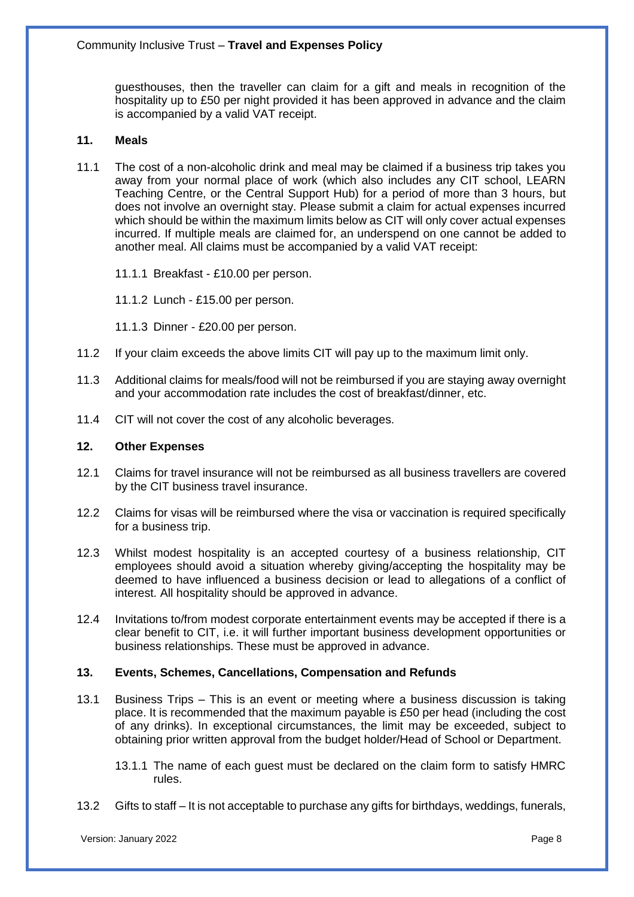guesthouses, then the traveller can claim for a gift and meals in recognition of the hospitality up to £50 per night provided it has been approved in advance and the claim is accompanied by a valid VAT receipt.

## 11. Meals

11.1 The cost of a non-alcoholic drink and meal may be claimed if a business trip takes you away from your normal place of work (which also includes any CIT school, LEARN Teaching Centre, or the Central Support Hub) for a period of more than 3 hours, but does not involve an overnight stay. Please submit a claim for actual expenses incurred which should be within the maximum limits below as CIT will only cover actual expenses incurred. If multiple meals are claimed for, an underspend on one cannot be added to another meal. All claims must be accompanied by a valid VAT receipt:

11.1.1 Breakfast - £10.00 per person.

11.1.2 Lunch - £15.00 per person.

11.1.3 Dinner - £20.00 per person.

11.2 If your claim exceeds the above limits CIT will pay up to the maximum limit only.

11.3 Additional claims for meals/food will not be reimbursed if you are staying away overnight and your accommodation rate includes the cost of breakfast/dinner, etc.

11.4 CIT will not cover the cost of any alcoholic beverages.

## 12. Other Expenses

12.1 Claims for travel insurance will not be reimbursed as all business travellers are covered by the CIT business travel insurance.

12.2 Claims for visas will be reimbursed where the visa or vaccination is required specifically for a business trip.

12.3 Whilst modest hospitality is an accepted courtesy of a business relationship, CIT employees should avoid a situation whereby giving/accepting the hospitality may be deemed to have influenced a business decision or lead to allegations of a conflict of interest. All hospitality should be approved in advance.

12.4 Invitations to/from modest corporate entertainment events may be accepted if there is a clear benefit to CIT, i.e. it will further important business development opportunities or business relationships. These must be approved in advance.

## 13. Events, Schemes, Cancellations, Compensation and Refunds

13.1 Business Trips – This is an event or meeting where a business discussion is taking place. It is recommended that the maximum payable is £50 per head (including the cost of any drinks). In exceptional circumstances, the limit may be exceeded, subject to obtaining prior written approval from the budget holder/Head of School or Department.

13.1.1 The name of each guest must be declared on the claim form to satisfy HMRC rules.

13.2 Gifts to staff – It is not acceptable to purchase any gifts for birthdays, weddings, funerals,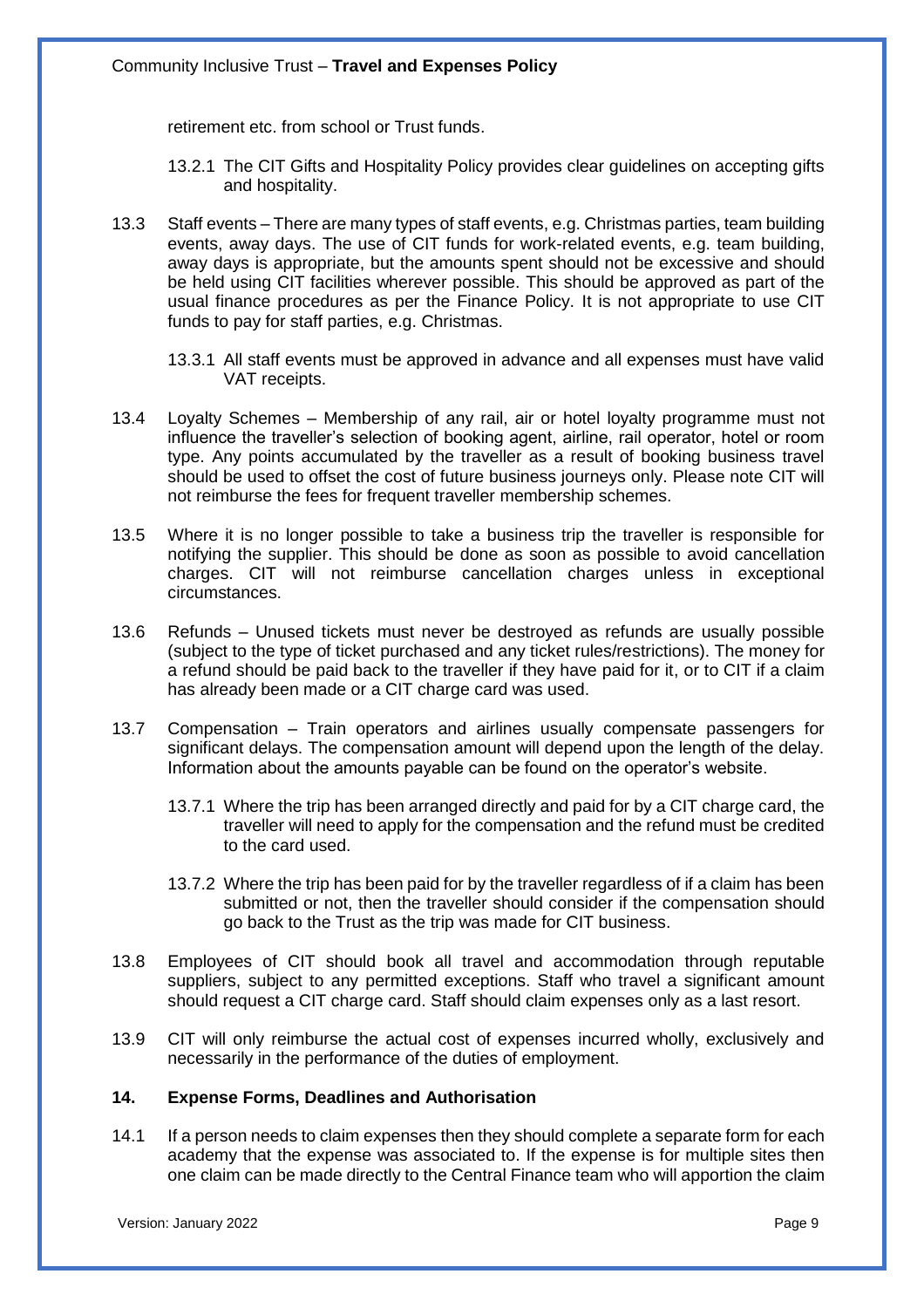retirement etc. from school or Trust funds.

13.2.1 The CIT Gifts and Hospitality Policy provides clear guidelines on accepting gifts and hospitality.

13.3 Staff events – There are many types of staff events, e.g. Christmas parties, team building events, away days. The use of CIT funds for work-related events, e.g. team building, away days is appropriate, but the amounts spent should not be excessive and should be held using CIT facilities wherever possible. This should be approved as part of the usual finance procedures as per the Finance Policy. It is not appropriate to use CIT funds to pay for staff parties, e.g. Christmas.

13.3.1 All staff events must be approved in advance and all expenses must have valid VAT receipts.

13.4 Loyalty Schemes – Membership of any rail, air or hotel loyalty programme must not influence the traveller's selection of booking agent, airline, rail operator, hotel or room type. Any points accumulated by the traveller as a result of booking business travel should be used to offset the cost of future business journeys only. Please note CIT will not reimburse the fees for frequent traveller membership schemes.

13.5 Where it is no longer possible to take a business trip the traveller is responsible for notifying the supplier. This should be done as soon as possible to avoid cancellation charges. CIT will not reimburse cancellation charges unless in exceptional circumstances.

13.6 Refunds – Unused tickets must never be destroyed as refunds are usually possible (subject to the type of ticket purchased and any ticket rules/restrictions). The money for a refund should be paid back to the traveller if they have paid for it, or to CIT if a claim has already been made or a CIT charge card was used.

13.7 Compensation – Train operators and airlines usually compensate passengers for significant delays. The compensation amount will depend upon the length of the delay. Information about the amounts payable can be found on the operator's website.

13.7.1 Where the trip has been arranged directly and paid for by a CIT charge card, the traveller will need to apply for the compensation and the refund must be credited to the card used.

13.7.2 Where the trip has been paid for by the traveller regardless of if a claim has been submitted or not, then the traveller should consider if the compensation should go back to the Trust as the trip was made for CIT business.

13.8 Employees of CIT should book all travel and accommodation through reputable suppliers, subject to any permitted exceptions. Staff who travel a significant amount should request a CIT charge card. Staff should claim expenses only as a last resort.

13.9 CIT will only reimburse the actual cost of expenses incurred wholly, exclusively and necessarily in the performance of the duties of employment.

## 14. Expense Forms, Deadlines and Authorisation

14.1 If a person needs to claim expenses then they should complete a separate form for each academy that the expense was associated to. If the expense is for multiple sites then one claim can be made directly to the Central Finance team who will apportion the claim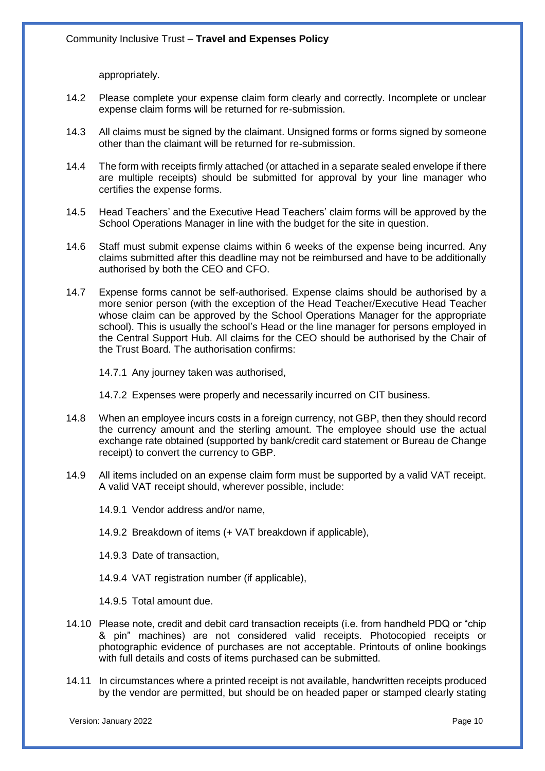appropriately.

14.2 Please complete your expense claim form clearly and correctly. Incomplete or unclear expense claim forms will be returned for re-submission.

14.3 All claims must be signed by the claimant. Unsigned forms or forms signed by someone other than the claimant will be returned for re-submission.

14.4 The form with receipts firmly attached (or attached in a separate sealed envelope if there are multiple receipts) should be submitted for approval by your line manager who certifies the expense forms.

14.5 Head Teachers' and the Executive Head Teachers' claim forms will be approved by the School Operations Manager in line with the budget for the site in question.

14.6 Staff must submit expense claims within 6 weeks of the expense being incurred. Any claims submitted after this deadline may not be reimbursed and have to be additionally authorised by both the CEO and CFO.

14.7 Expense forms cannot be self-authorised. Expense claims should be authorised by a more senior person (with the exception of the Head Teacher/Executive Head Teacher whose claim can be approved by the School Operations Manager for the appropriate school). This is usually the school's Head or the line manager for persons employed in the Central Support Hub. All claims for the CEO should be authorised by the Chair of the Trust Board. The authorisation confirms:

14.7.1 Any journey taken was authorised,

14.7.2 Expenses were properly and necessarily incurred on CIT business.

14.8 When an employee incurs costs in a foreign currency, not GBP, then they should record the currency amount and the sterling amount. The employee should use the actual exchange rate obtained (supported by bank/credit card statement or Bureau de Change receipt) to convert the currency to GBP.

14.9 All items included on an expense claim form must be supported by a valid VAT receipt. A valid VAT receipt should, wherever possible, include:

14.9.1 Vendor address and/or name,

14.9.2 Breakdown of items (+ VAT breakdown if applicable),

14.9.3 Date of transaction,

14.9.4 VAT registration number (if applicable),

14.9.5 Total amount due.

14.10 Please note, credit and debit card transaction receipts (i.e. from handheld PDQ or "chip & pin" machines) are not considered valid receipts. Photocopied receipts or photographic evidence of purchases are not acceptable. Printouts of online bookings with full details and costs of items purchased can be submitted.

14.11 In circumstances where a printed receipt is not available, handwritten receipts produced by the vendor are permitted, but should be on headed paper or stamped clearly stating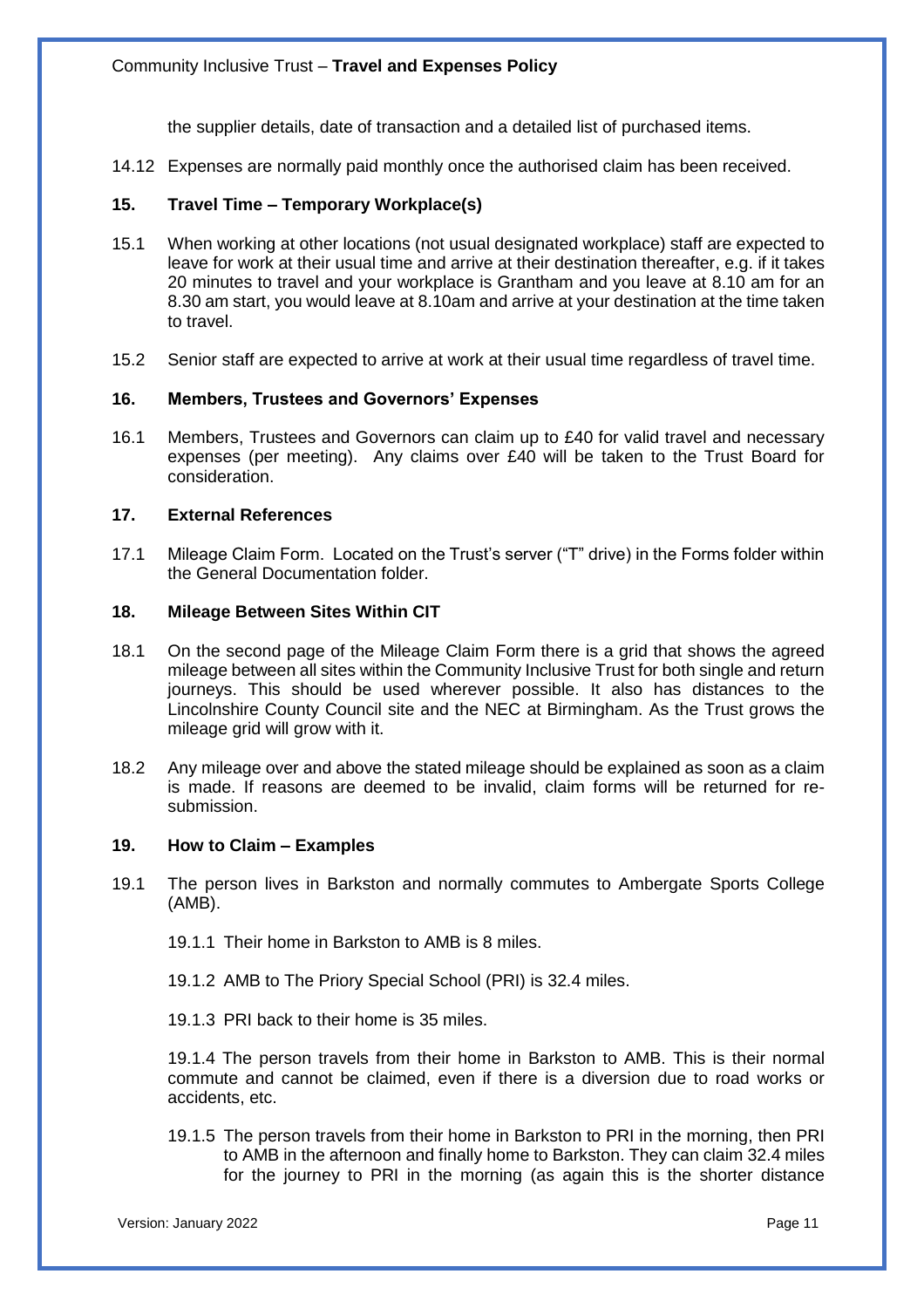the supplier details, date of transaction and a detailed list of purchased items.

14.12 Expenses are normally paid monthly once the authorised claim has been received.

## 15. Travel Time – Temporary Workplace(s)

15.1 When working at other locations (not usual designated workplace) staff are expected to leave for work at their usual time and arrive at their destination thereafter, e.g. if it takes 20 minutes to travel and your workplace is Grantham and you leave at 8.10 am for an 8.30 am start, you would leave at 8.10am and arrive at your destination at the time taken to travel.

15.2 Senior staff are expected to arrive at work at their usual time regardless of travel time.

## 16. Members, Trustees and Governors' Expenses

16.1 Members, Trustees and Governors can claim up to £40 for valid travel and necessary expenses (per meeting). Any claims over £40 will be taken to the Trust Board for consideration.

## 17. External References

17.1 Mileage Claim Form. Located on the Trust's server ("T" drive) in the Forms folder within the General Documentation folder.

## 18. Mileage Between Sites Within CIT

18.1 On the second page of the Mileage Claim Form there is a grid that shows the agreed mileage between all sites within the Community Inclusive Trust for both single and return journeys. This should be used wherever possible. It also has distances to the Lincolnshire County Council site and the NEC at Birmingham. As the Trust grows the mileage grid will grow with it.

18.2 Any mileage over and above the stated mileage should be explained as soon as a claim is made. If reasons are deemed to be invalid, claim forms will be returned for re-submission.

## 19. How to Claim – Examples

19.1 The person lives in Barkston and normally commutes to Ambergate Sports College (AMB).

19.1.1 Their home in Barkston to AMB is 8 miles.

19.1.2 AMB to The Priory Special School (PRI) is 32.4 miles.

19.1.3 PRI back to their home is 35 miles.

19.1.4 The person travels from their home in Barkston to AMB. This is their normal commute and cannot be claimed, even if there is a diversion due to road works or accidents, etc.

19.1.5 The person travels from their home in Barkston to PRI in the morning, then PRI to AMB in the afternoon and finally home to Barkston. They can claim 32.4 miles for the journey to PRI in the morning (as again this is the shorter distance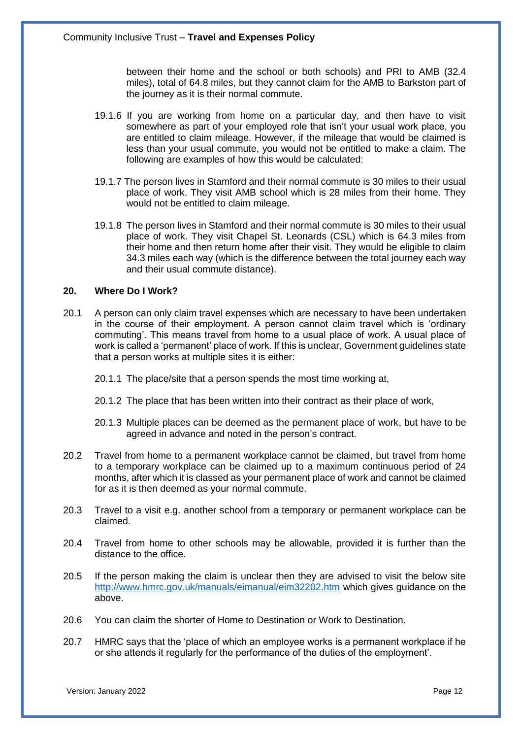between their home and the school or both schools) and PRI to AMB (32.4 miles), total of 64.8 miles, but they cannot claim for the AMB to Barkston part of the journey as it is their normal commute.

19.1.6 If you are working from home on a particular day, and then have to visit somewhere as part of your employed role that isn't your usual work place, you are entitled to claim mileage. However, if the mileage that would be claimed is less than your usual commute, you would not be entitled to make a claim. The following are examples of how this would be calculated:

19.1.7 The person lives in Stamford and their normal commute is 30 miles to their usual place of work. They visit AMB school which is 28 miles from their home. They would not be entitled to claim mileage.

19.1.8 The person lives in Stamford and their normal commute is 30 miles to their usual place of work. They visit Chapel St. Leonards (CSL) which is 64.3 miles from their home and then return home after their visit. They would be eligible to claim 34.3 miles each way (which is the difference between the total journey each way and their usual commute distance).

## 20. Where Do I Work?

20.1 A person can only claim travel expenses which are necessary to have been undertaken in the course of their employment. A person cannot claim travel which is 'ordinary commuting'. This means travel from home to a usual place of work. A usual place of work is called a 'permanent' place of work. If this is unclear, Government guidelines state that a person works at multiple sites it is either:

20.1.1 The place/site that a person spends the most time working at,

20.1.2 The place that has been written into their contract as their place of work,

20.1.3 Multiple places can be deemed as the permanent place of work, but have to be agreed in advance and noted in the person's contract.

20.2 Travel from home to a permanent workplace cannot be claimed, but travel from home to a temporary workplace can be claimed up to a maximum continuous period of 24 months, after which it is classed as your permanent place of work and cannot be claimed for as it is then deemed as your normal commute.

20.3 Travel to a visit e.g. another school from a temporary or permanent workplace can be claimed.

20.4 Travel from home to other schools may be allowable, provided it is further than the distance to the office.

20.5 If the person making the claim is unclear then they are advised to visit the below site http://www.hmrc.gov.uk/manuals/eimanual/eim32202.htm which gives guidance on the above.

20.6 You can claim the shorter of Home to Destination or Work to Destination.

20.7 HMRC says that the 'place of which an employee works is a permanent workplace if he or she attends it regularly for the performance of the duties of the employment'.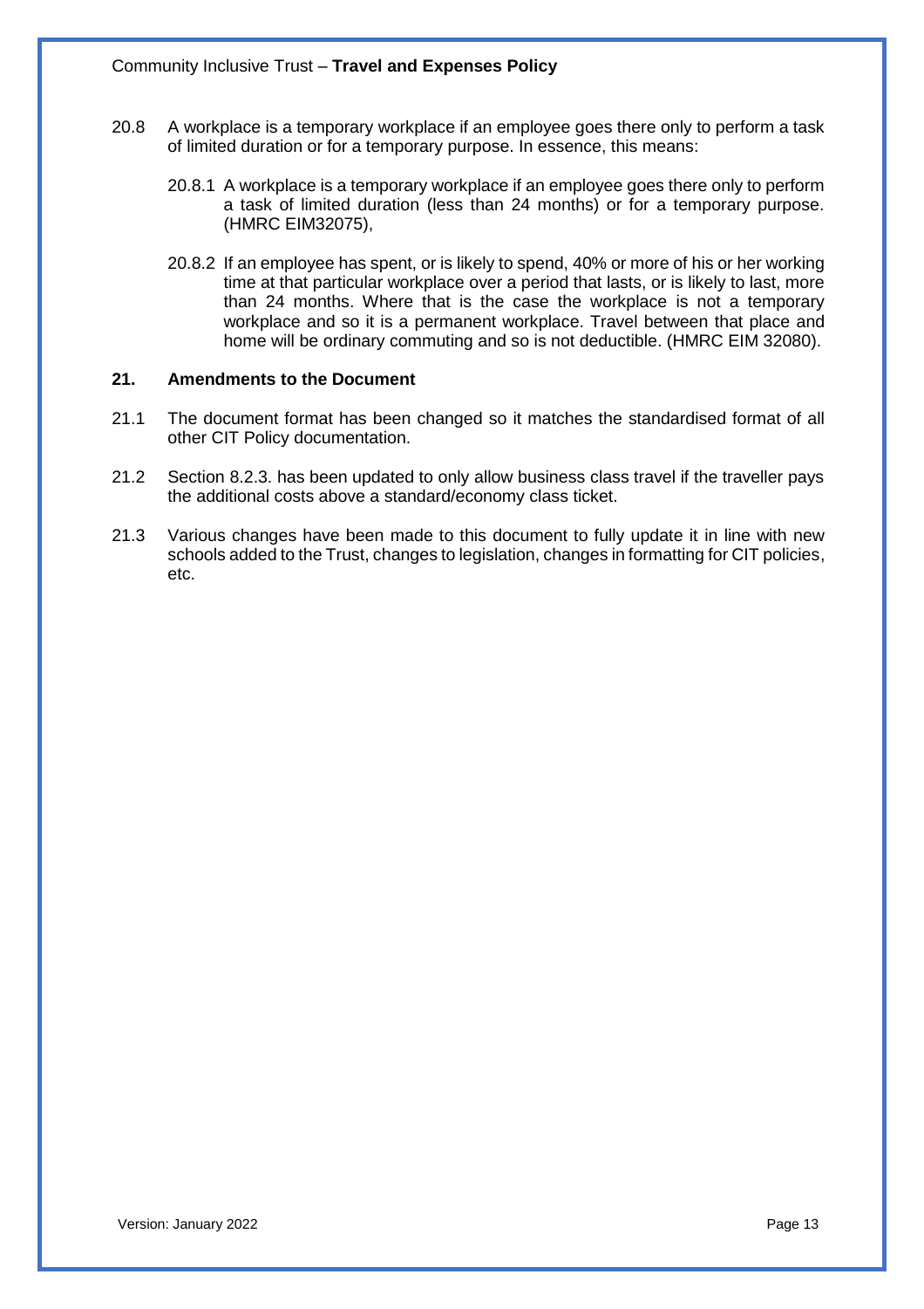20.8 A workplace is a temporary workplace if an employee goes there only to perform a task of limited duration or for a temporary purpose. In essence, this means:

20.8.1 A workplace is a temporary workplace if an employee goes there only to perform a task of limited duration (less than 24 months) or for a temporary purpose. (HMRC EIM32075),

20.8.2 If an employee has spent, or is likely to spend, 40% or more of his or her working time at that particular workplace over a period that lasts, or is likely to last, more than 24 months. Where that is the case the workplace is not a temporary workplace and so it is a permanent workplace. Travel between that place and home will be ordinary commuting and so is not deductible. (HMRC EIM 32080).

## 21. Amendments to the Document

21.1 The document format has been changed so it matches the standardised format of all other CIT Policy documentation.

21.2 Section 8.2.3. has been updated to only allow business class travel if the traveller pays the additional costs above a standard/economy class ticket.

21.3 Various changes have been made to this document to fully update it in line with new schools added to the Trust, changes to legislation, changes in formatting for CIT policies, etc.